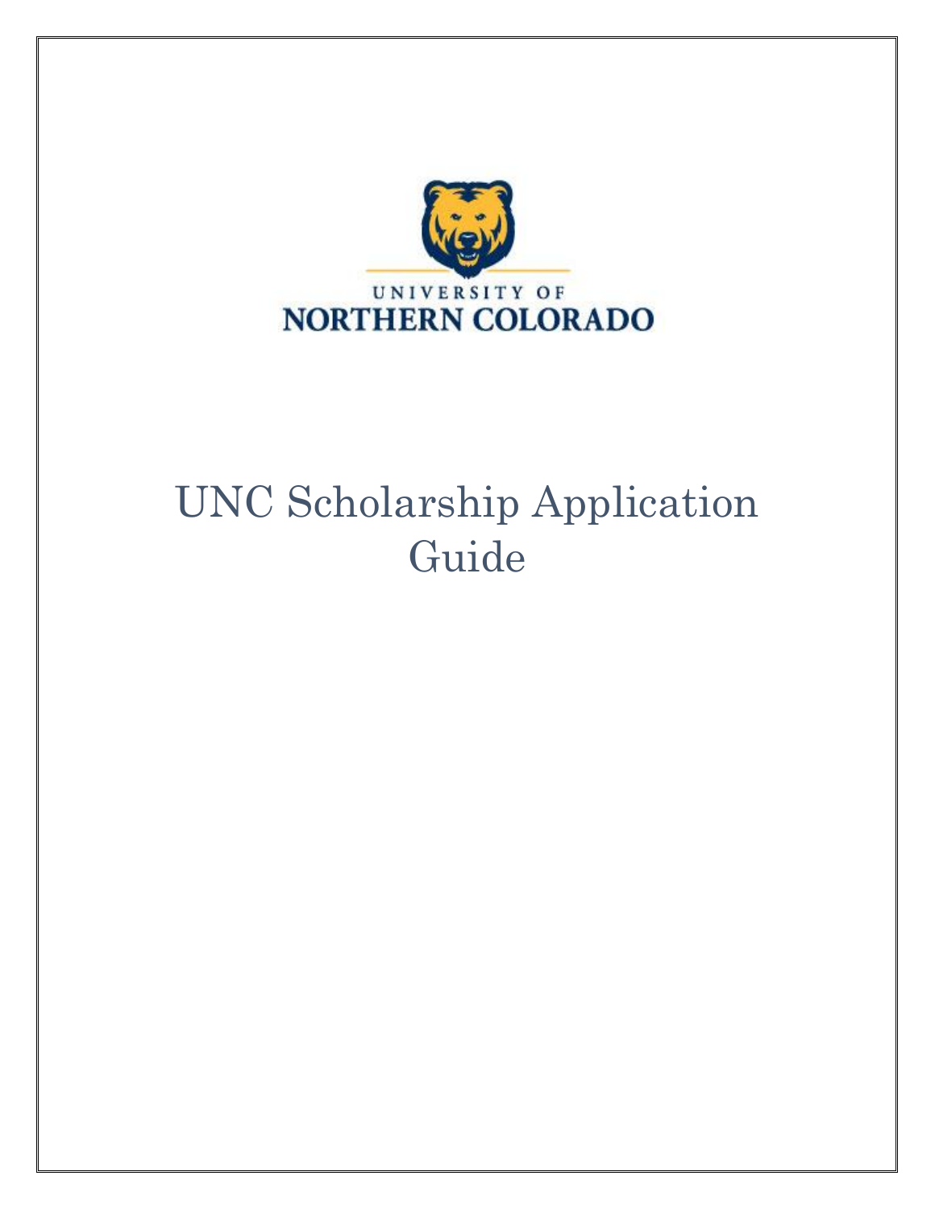UNIVERSITY OF
NORTHERN COLORADO

# UNC Scholarship Application Guide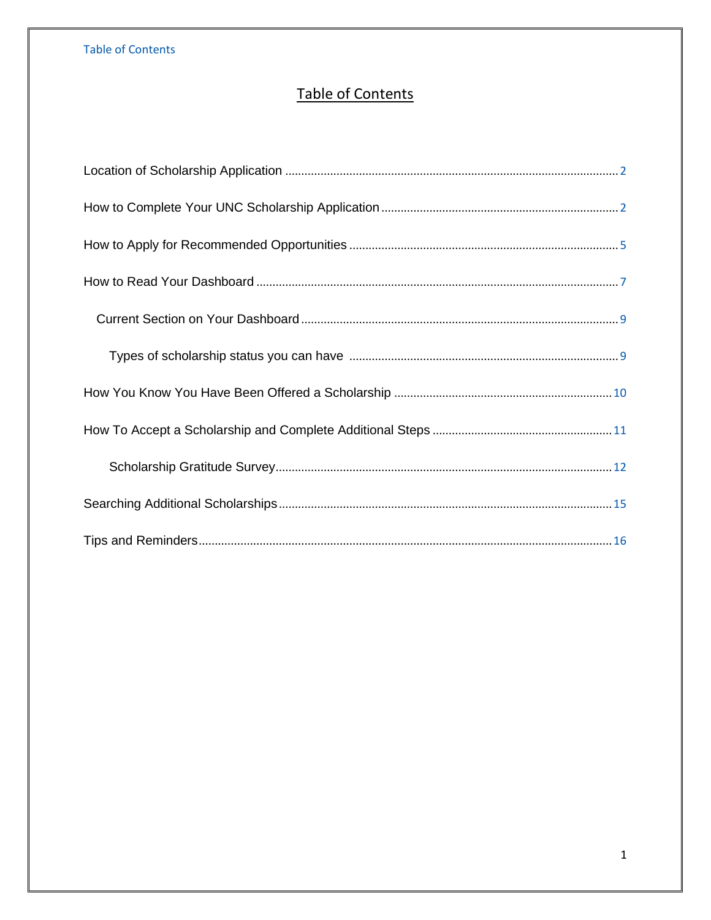# Table of Contents

Location of Scholarship Application .......... 2

How to Complete Your UNC Scholarship Application .......... 2

How to Apply for Recommended Opportunities .......... 5

How to Read Your Dashboard .......... 7

- Current Section on Your Dashboard .......... 9
  - Types of scholarship status you can have .......... 9

How You Know You Have Been Offered a Scholarship .......... 10

How To Accept a Scholarship and Complete Additional Steps .......... 11

- Scholarship Gratitude Survey .......... 12

Searching Additional Scholarships .......... 15

Tips and Reminders .......... 16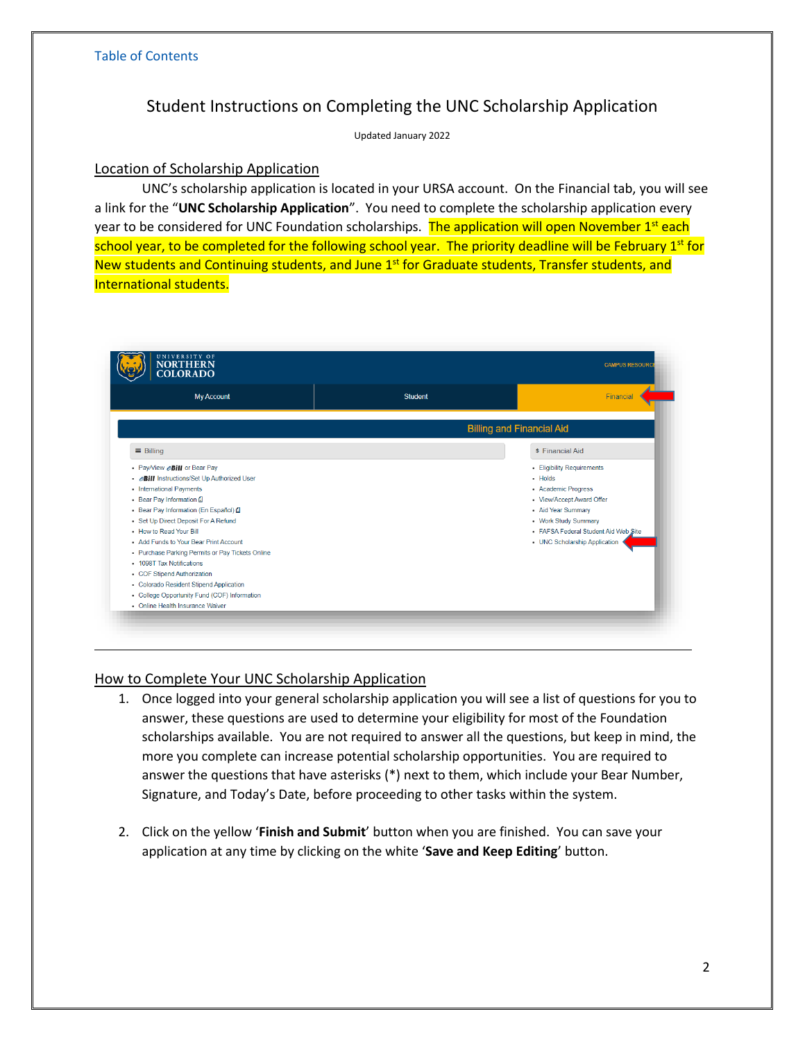Table of Contents

# Student Instructions on Completing the UNC Scholarship Application

Updated January 2022

## Location of Scholarship Application

UNC's scholarship application is located in your URSA account. On the Financial tab, you will see a link for the "**UNC Scholarship Application**". You need to complete the scholarship application every year to be considered for UNC Foundation scholarships. The application will open November 1st each school year, to be completed for the following school year. The priority deadline will be February 1st for New students and Continuing students, and June 1st for Graduate students, Transfer students, and International students.

## How to Complete Your UNC Scholarship Application

1. Once logged into your general scholarship application you will see a list of questions for you to answer, these questions are used to determine your eligibility for most of the Foundation scholarships available. You are not required to answer all the questions, but keep in mind, the more you complete can increase potential scholarship opportunities. You are required to answer the questions that have asterisks (*) next to them, which include your Bear Number, Signature, and Today's Date, before proceeding to other tasks within the system.

2. Click on the yellow '**Finish and Submit**' button when you are finished. You can save your application at any time by clicking on the white '**Save and Keep Editing**' button.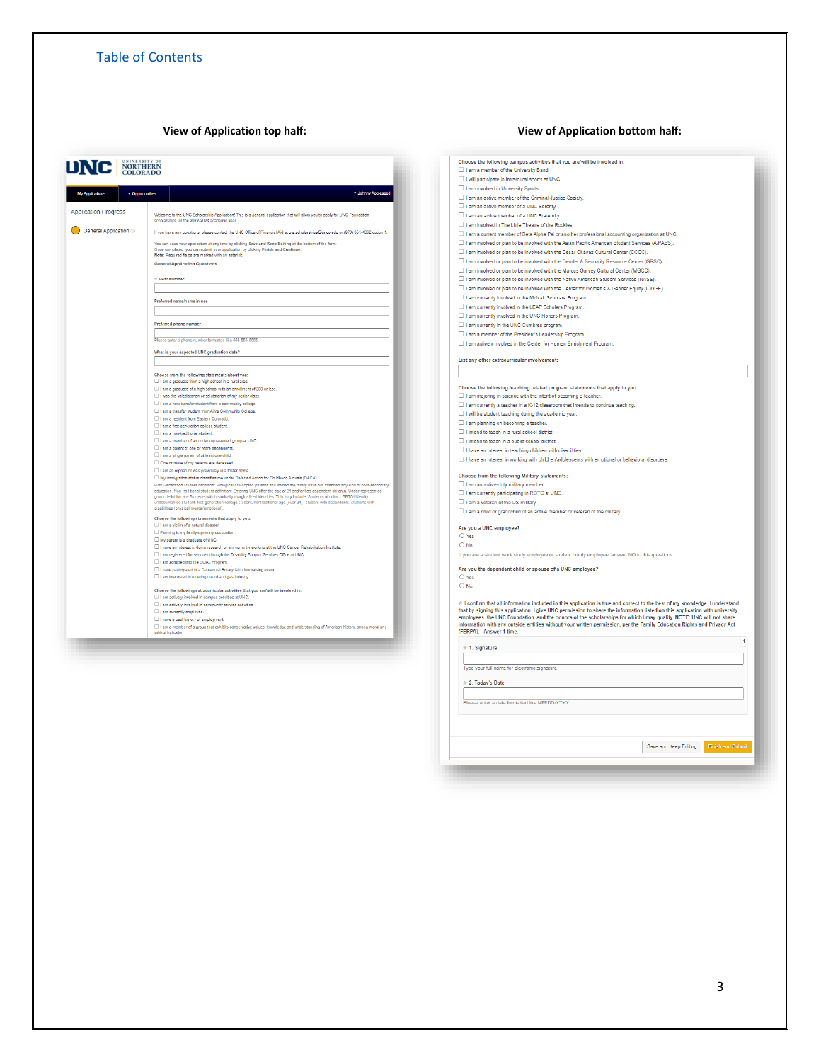Table of Contents

**View of Application top half:**

**View of Application bottom half:**

UNC | UNIVERSITY OF NORTHERN COLORADO

My Applications | ▾ Opportunities | ▾ Johnny Applesed

Application Progress

General Application

Welcome to the UNC Scholarship Application! This is a general application that will allow you to apply for UNC Foundation scholarships for the 2022-2023 academic year.

If you have any questions, please contact the UNC Office of Financial Aid at ofa.scholarships@unco.edu or (970) 351-4862 option 1.

You can save your application at any time by clicking Save and Keep Editing at the bottom of the form. Once completed, you can submit your application by clicking Finish and Continue.
Note: Required fields are marked with an asterisk.

**General Application Questions**

\* Bear Number

Preferred name/name in use

Preferred phone number

Please enter a phone number formatted like 555-555-5555

What is your expected UNC graduation date?

**Choose from the following statements about you:**

- ☐ I am a graduate from a high school in a rural area.
- ☐ I am a graduate of a high school with an enrollment of 200 or less.
- ☐ I was the valedictorian or salutatorian of my senior class.
- ☐ I am a new transfer student from a community college.
- ☐ I am a transfer student from Aims Community College.
- ☐ I am a resident from Eastern Colorado.
- ☐ I am a first-generation college student.
- ☐ I am a non-traditional student.
- ☐ I am a member of an under-represented group at UNC.
- ☐ I am a parent of one or more dependents.
- ☐ I am a single parent of at least one child.
- ☐ One or more of my parents are deceased.
- ☐ I am an orphan or was previously in a foster home.
- ☐ My immigration status classifies me under Deferred Action for Childhood Arrivals (DACA).

First Generation student definition: Biological or Adopted parents and immediate family have not attended any kind of post-secondary education. Non-traditional student definition: Entering UNC after the age of 24 and/or has dependent children. Under-represented group definition are Students with historically marginalized identities. This may include: Students of color, LGBTQ identity, undocumented student, first-generation college student, nontraditional age (over 24), student with dependents, students with disabilities (physical/mental/emotional).

**Choose the following statements that apply to you:**

- ☐ I am a victim of a natural disaster.
- ☐ Farming is my family's primary occupation.
- ☐ My parent is a graduate of UNC.
- ☐ I have an interest in doing research or am currently working at the UNC Cancer Rehabilitation Institute.
- ☐ I am registered for services through the Disability Support Services Office at UNC.
- ☐ I am admitted into the GOAL Program.
- ☐ I have participated in a Centennial Rotary Club fundraising event.
- ☐ I am interested in entering the oil and gas industry.

**Choose the following extracurricular activities that you are/will be involved in:**

- ☐ I am actively involved in campus activities at UNC.
- ☐ I am actively involved in community service activities.
- ☐ I am currently employed.
- ☐ I have a past history of employment.
- ☐ I am a member of a group that exhibits conservative values, knowledge and understanding of American history, strong moral and ethical behavior.

**Choose the following campus activities that you are/will be involved in:**

- ☐ I am a member of the University Band.
- ☐ I will participate in intramural sports at UNC.
- ☐ I am involved in University Sports.
- ☐ I am an active member of the Criminal Justice Society.
- ☐ I am an active member of a UNC Sorority.
- ☐ I am an active member of a UNC Fraternity.
- ☐ I am involved in The Little Theatre of the Rockies.
- ☐ I am a current member of Beta Alpha Psi or another professional accounting organization at UNC.
- ☐ I am involved or plan to be involved with the Asian Pacific American Student Services (APASS).
- ☐ I am involved or plan to be involved with the César Chávez Cultural Center (CCCC).
- ☐ I am involved or plan to be involved with the Gender & Sexuality Resource Center (GRSC).
- ☐ I am involved or plan to be involved with the Marcus Garvey Cultural Center (MGCC).
- ☐ I am involved or plan to be involved with the Native American Student Services (NASS).
- ☐ I am involved or plan to be involved with the Center for Women's & Gender Equity (CWGE).
- ☐ I am currently involved in the McNair Scholars Program.
- ☐ I am currently involved in the LEAP Scholars Program.
- ☐ I am currently involved in the UNC Honors Program.
- ☐ I am currently in the UNC Cumbres program.
- ☐ I am a member of the President's Leadership Program.
- ☐ I am actively involved in the Center for Human Enrichment Program.

**List any other extracurricular involvement:**

**Choose the following teaching related program statements that apply to you:**

- ☐ I am majoring in science with the intent of becoming a teacher.
- ☐ I am currently a teacher in a K-12 classroom that intends to continue teaching.
- ☐ I will be student teaching during the academic year.
- ☐ I am planning on becoming a teacher.
- ☐ I intend to teach in a rural school district.
- ☐ I intend to teach in a public school district.
- ☐ I have an interest in teaching children with disabilities.
- ☐ I have an interest in working with children/adolescents with emotional or behavioral disorders.

**Choose from the following Military statements:**

- ☐ I am an active-duty military member.
- ☐ I am currently participating in ROTC at UNC.
- ☐ I am a veteran of the US military.
- ☐ I am a child or grandchild of an active member or veteran of the military.

**Are you a UNC employee?**

- ○ Yes
- ○ No

If you are a student work study employee or student hourly employee, answer NO to this questions.

**Are you the dependent child or spouse of a UNC employee?**

- ○ Yes
- ○ No

\* I confirm that all information included in this application is true and correct to the best of my knowledge. I understand that by signing this application, I give UNC permission to share the information listed on this application with university employees, the UNC Foundation, and the donors of the scholarships for which I may qualify. NOTE: UNC will not share information with any outside entities without your written permission, per the Family Education Rights and Privacy Act (FERPA). - **Answer 1 time.**

\* 1. Signature

Type your full name for electronic signature

\* 2. Today's Date

Please enter a date formatted like MM/DD/YYYY.

Save and Keep Editing | Finish and Submit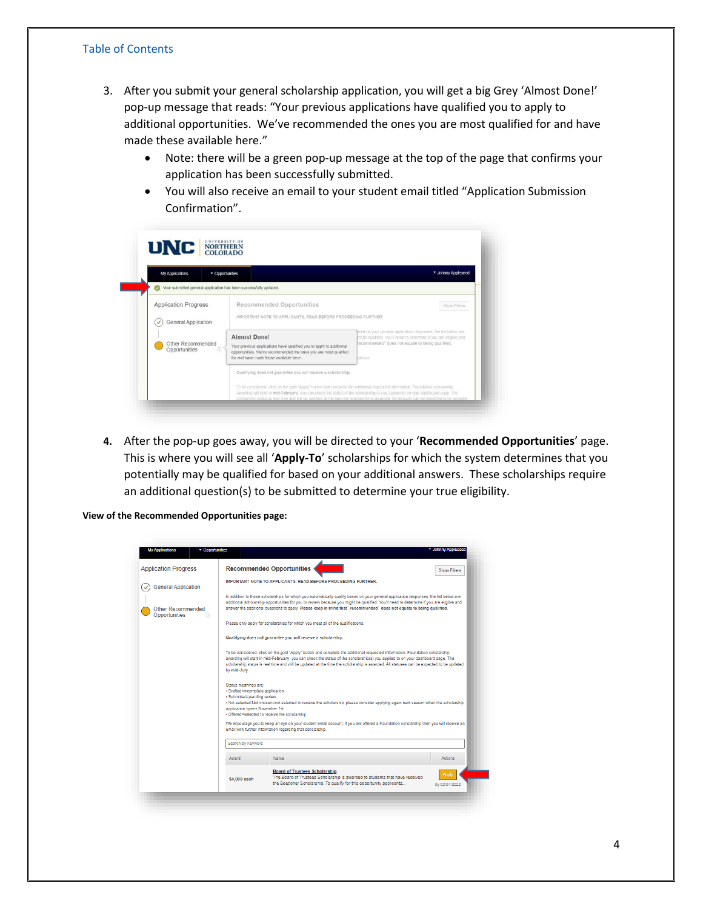Table of Contents

3. After you submit your general scholarship application, you will get a big Grey 'Almost Done!' pop-up message that reads: "Your previous applications have qualified you to apply to additional opportunities. We've recommended the ones you are most qualified for and have made these available here."
   - Note: there will be a green pop-up message at the top of the page that confirms your application has been successfully submitted.
   - You will also receive an email to your student email titled "Application Submission Confirmation".

4. After the pop-up goes away, you will be directed to your '**Recommended Opportunities**' page. This is where you will see all '**Apply-To**' scholarships for which the system determines that you potentially may be qualified for based on your additional answers. These scholarships require an additional question(s) to be submitted to determine your true eligibility.

**View of the Recommended Opportunities page:**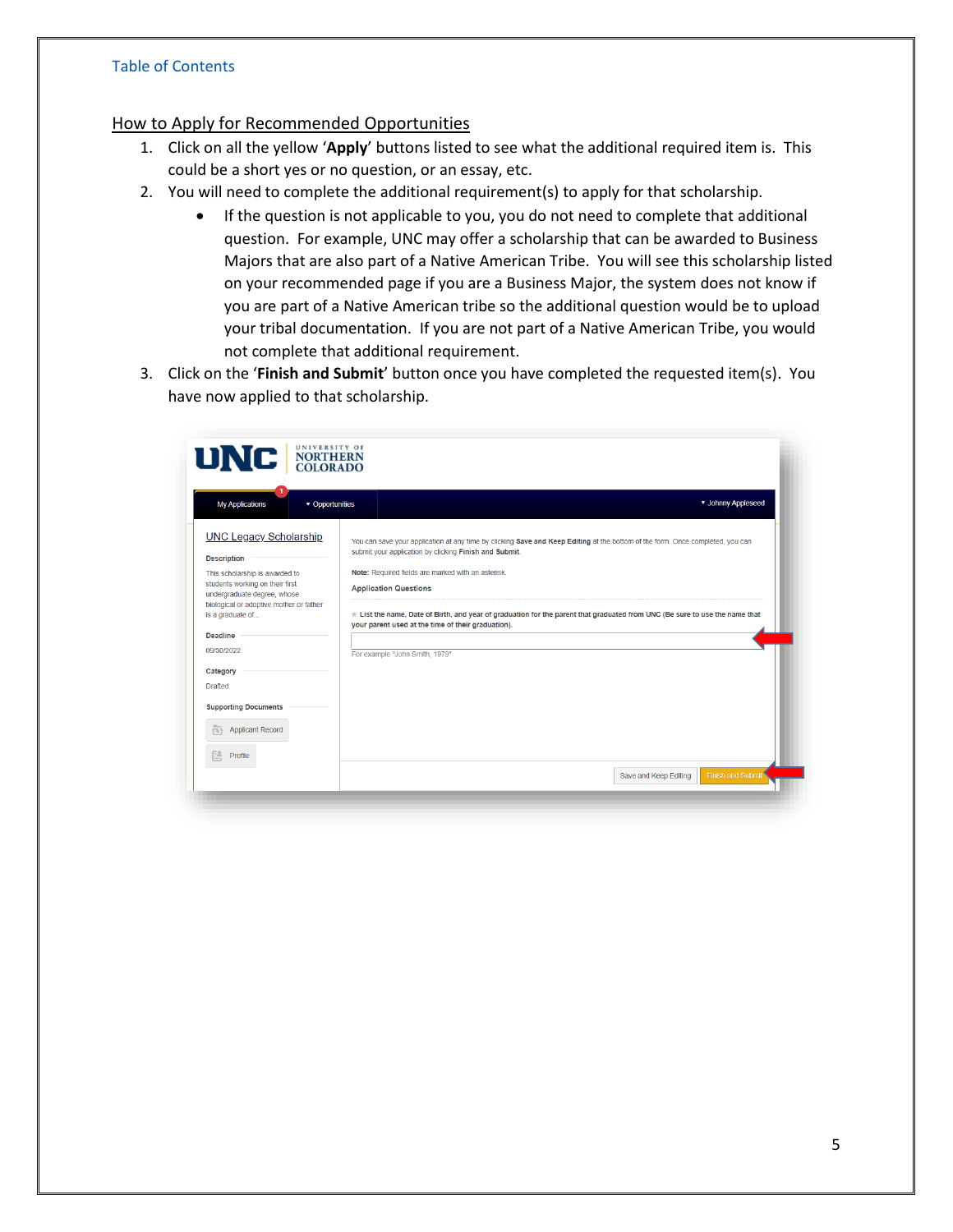Table of Contents

## How to Apply for Recommended Opportunities

1. Click on all the yellow '**Apply**' buttons listed to see what the additional required item is. This could be a short yes or no question, or an essay, etc.
2. You will need to complete the additional requirement(s) to apply for that scholarship.
   - If the question is not applicable to you, you do not need to complete that additional question. For example, UNC may offer a scholarship that can be awarded to Business Majors that are also part of a Native American Tribe. You will see this scholarship listed on your recommended page if you are a Business Major, the system does not know if you are part of a Native American tribe so the additional question would be to upload your tribal documentation. If you are not part of a Native American Tribe, you would not complete that additional requirement.
3. Click on the '**Finish and Submit**' button once you have completed the requested item(s). You have now applied to that scholarship.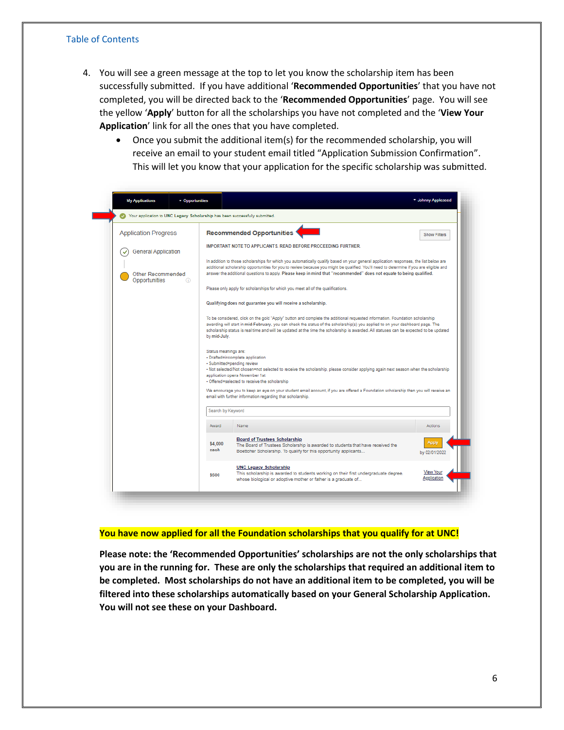Table of Contents

4. You will see a green message at the top to let you know the scholarship item has been successfully submitted. If you have additional '**Recommended Opportunities**' that you have not completed, you will be directed back to the '**Recommended Opportunities**' page. You will see the yellow '**Apply**' button for all the scholarships you have not completed and the '**View Your Application**' link for all the ones that you have completed.
   - Once you submit the additional item(s) for the recommended scholarship, you will receive an email to your student email titled "Application Submission Confirmation". This will let you know that your application for the specific scholarship was submitted.

**You have now applied for all the Foundation scholarships that you qualify for at UNC!**

**Please note: the 'Recommended Opportunities' scholarships are not the only scholarships that you are in the running for. These are only the scholarships that required an additional item to be completed. Most scholarships do not have an additional item to be completed, you will be filtered into these scholarships automatically based on your General Scholarship Application. You will not see these on your Dashboard.**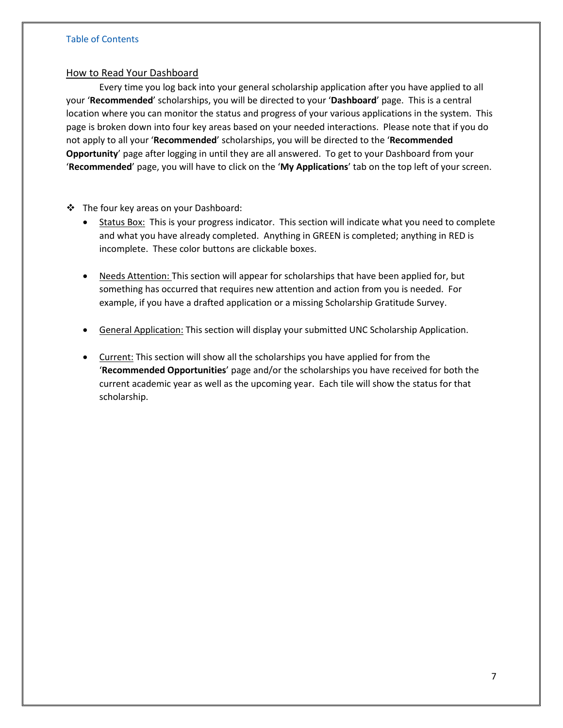Table of Contents

## How to Read Your Dashboard

Every time you log back into your general scholarship application after you have applied to all your '**Recommended**' scholarships, you will be directed to your '**Dashboard**' page. This is a central location where you can monitor the status and progress of your various applications in the system. This page is broken down into four key areas based on your needed interactions. Please note that if you do not apply to all your '**Recommended**' scholarships, you will be directed to the '**Recommended Opportunity**' page after logging in until they are all answered. To get to your Dashboard from your '**Recommended**' page, you will have to click on the '**My Applications**' tab on the top left of your screen.

- The four key areas on your Dashboard:
  - Status Box: This is your progress indicator. This section will indicate what you need to complete and what you have already completed. Anything in GREEN is completed; anything in RED is incomplete. These color buttons are clickable boxes.
  - Needs Attention: This section will appear for scholarships that have been applied for, but something has occurred that requires new attention and action from you is needed. For example, if you have a drafted application or a missing Scholarship Gratitude Survey.
  - General Application: This section will display your submitted UNC Scholarship Application.
  - Current: This section will show all the scholarships you have applied for from the '**Recommended Opportunities**' page and/or the scholarships you have received for both the current academic year as well as the upcoming year. Each tile will show the status for that scholarship.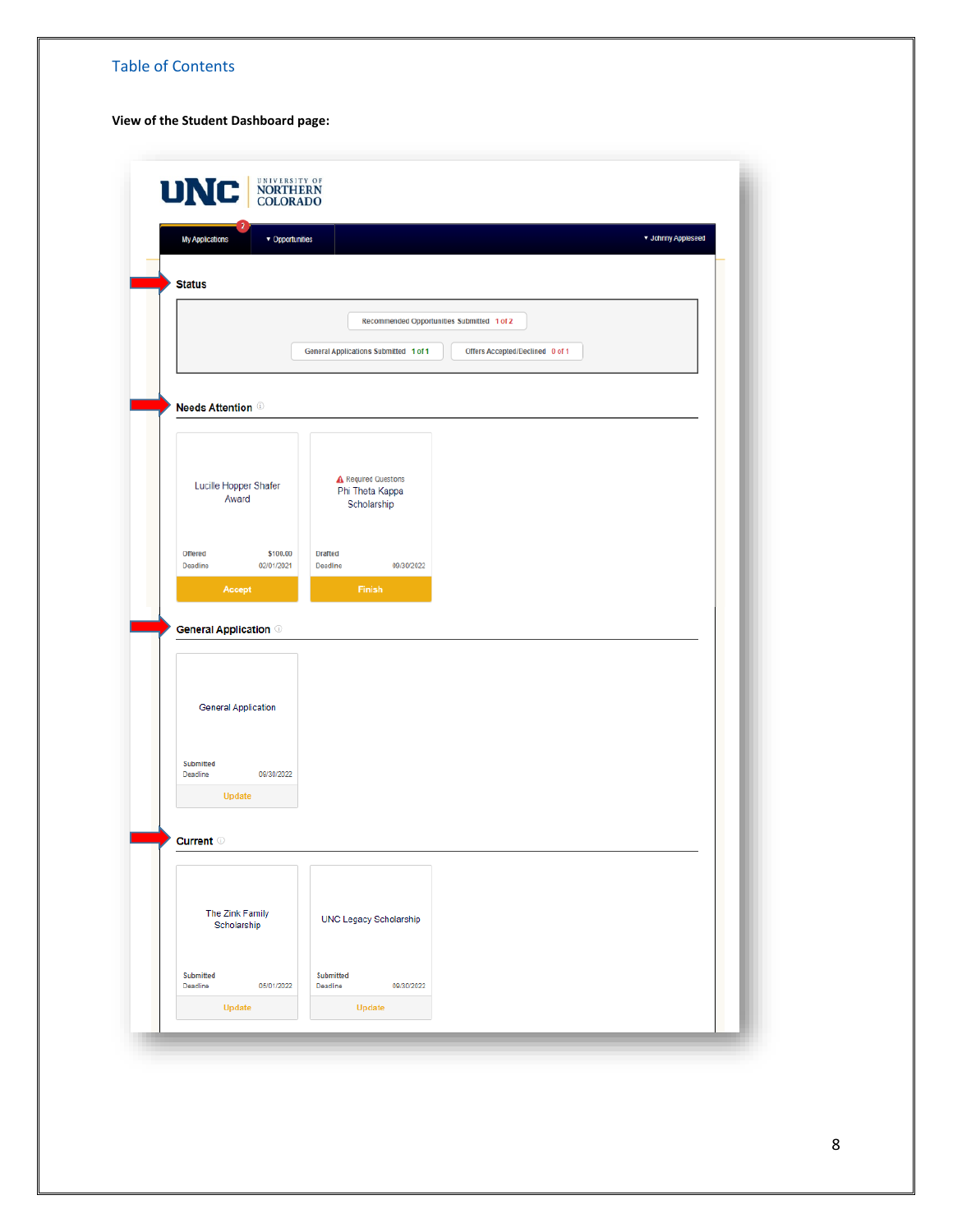Table of Contents

**View of the Student Dashboard page:**

UNC | UNIVERSITY OF NORTHERN COLORADO

My Applications | Opportunities | Johnny Appleseed

**Status**

Recommended Opportunities Submitted 1 of 2

General Applications Submitted 1 of 1

Offers Accepted/Declined 0 of 1

**Needs Attention**

Lucille Hopper Shafer Award
Offered $100.00
Deadline 02/01/2021
Accept

Required Questions
Phi Theta Kappa Scholarship
Drafted
Deadline 09/30/2022
Finish

**General Application**

General Application
Submitted
Deadline 09/30/2022
Update

**Current**

The Zink Family Scholarship
Submitted
Deadline 05/01/2022
Update

UNC Legacy Scholarship
Submitted
Deadline 09/30/2022
Update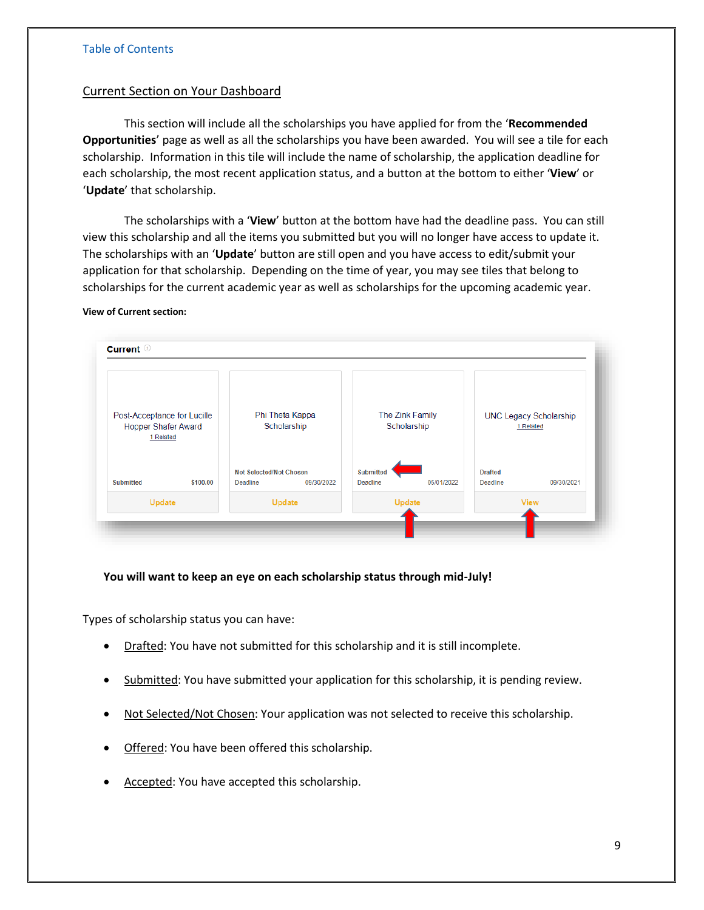Table of Contents

## Current Section on Your Dashboard

This section will include all the scholarships you have applied for from the '**Recommended Opportunities**' page as well as all the scholarships you have been awarded. You will see a tile for each scholarship. Information in this tile will include the name of scholarship, the application deadline for each scholarship, the most recent application status, and a button at the bottom to either '**View**' or '**Update**' that scholarship.

The scholarships with a '**View**' button at the bottom have had the deadline pass. You can still view this scholarship and all the items you submitted but you will no longer have access to update it. The scholarships with an '**Update**' button are still open and you have access to edit/submit your application for that scholarship. Depending on the time of year, you may see tiles that belong to scholarships for the current academic year as well as scholarships for the upcoming academic year.

**View of Current section:**

**You will want to keep an eye on each scholarship status through mid-July!**

Types of scholarship status you can have:

- Drafted: You have not submitted for this scholarship and it is still incomplete.
- Submitted: You have submitted your application for this scholarship, it is pending review.
- Not Selected/Not Chosen: Your application was not selected to receive this scholarship.
- Offered: You have been offered this scholarship.
- Accepted: You have accepted this scholarship.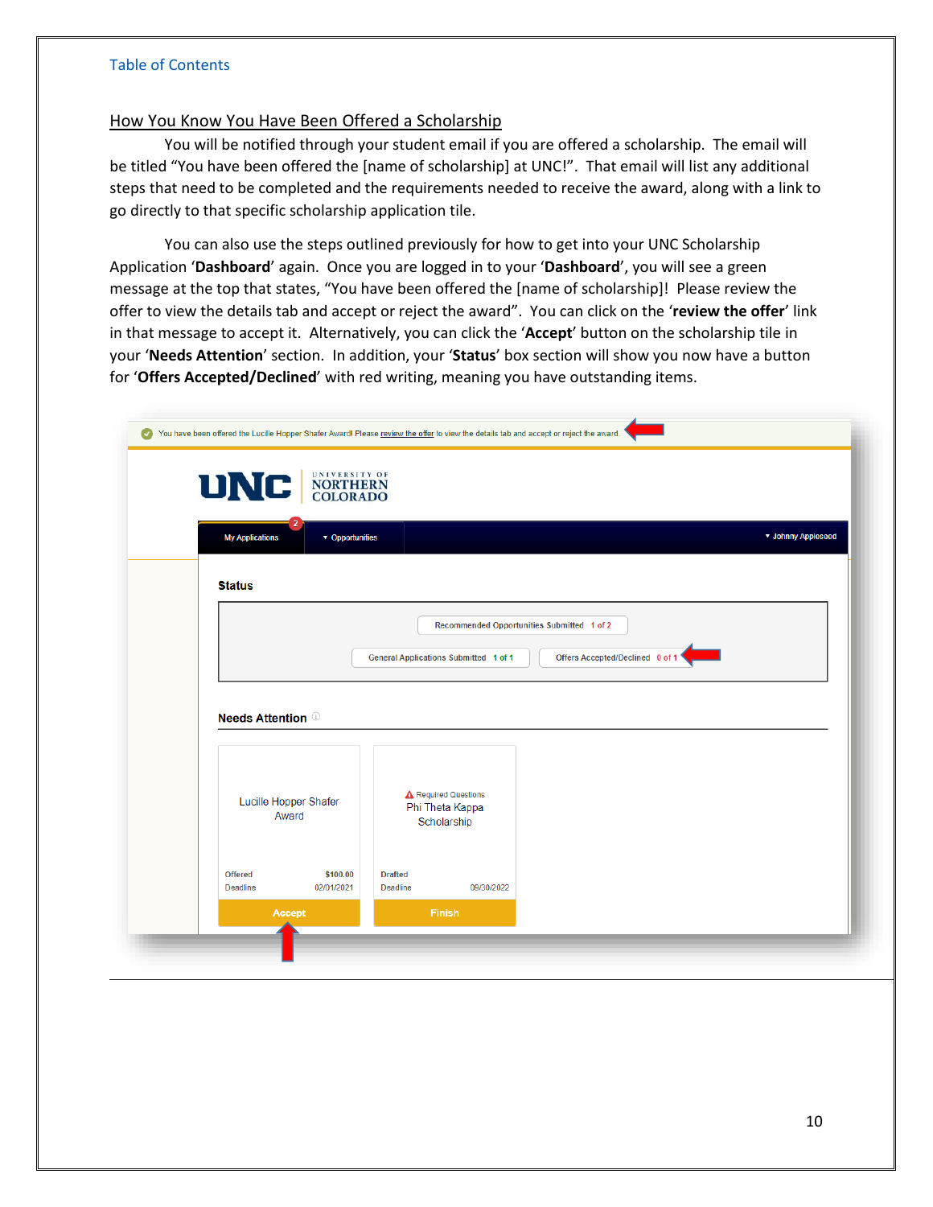Table of Contents

## How You Know You Have Been Offered a Scholarship

You will be notified through your student email if you are offered a scholarship. The email will be titled "You have been offered the [name of scholarship] at UNC!". That email will list any additional steps that need to be completed and the requirements needed to receive the award, along with a link to go directly to that specific scholarship application tile.

You can also use the steps outlined previously for how to get into your UNC Scholarship Application '**Dashboard**' again. Once you are logged in to your '**Dashboard**', you will see a green message at the top that states, "You have been offered the [name of scholarship]! Please review the offer to view the details tab and accept or reject the award". You can click on the '**review the offer**' link in that message to accept it. Alternatively, you can click the '**Accept**' button on the scholarship tile in your '**Needs Attention**' section. In addition, your '**Status**' box section will show you now have a button for '**Offers Accepted/Declined**' with red writing, meaning you have outstanding items.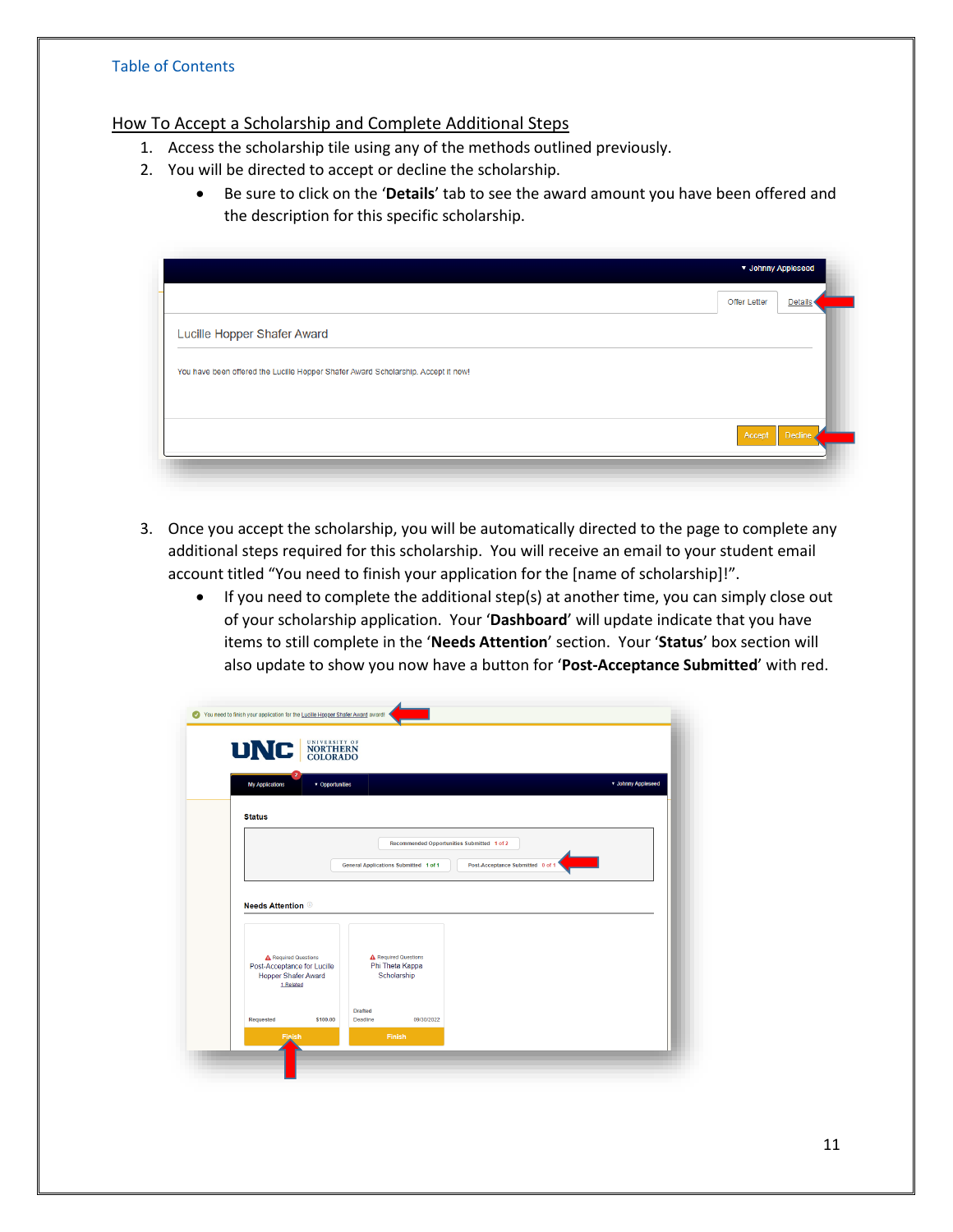[Table of Contents]

## How To Accept a Scholarship and Complete Additional Steps

1. Access the scholarship tile using any of the methods outlined previously.
2. You will be directed to accept or decline the scholarship.
    - Be sure to click on the '**Details**' tab to see the award amount you have been offered and the description for this specific scholarship.

3. Once you accept the scholarship, you will be automatically directed to the page to complete any additional steps required for this scholarship. You will receive an email to your student email account titled "You need to finish your application for the [name of scholarship]!".
    - If you need to complete the additional step(s) at another time, you can simply close out of your scholarship application. Your '**Dashboard**' will update indicate that you have items to still complete in the '**Needs Attention**' section. Your '**Status**' box section will also update to show you now have a button for '**Post-Acceptance Submitted**' with red.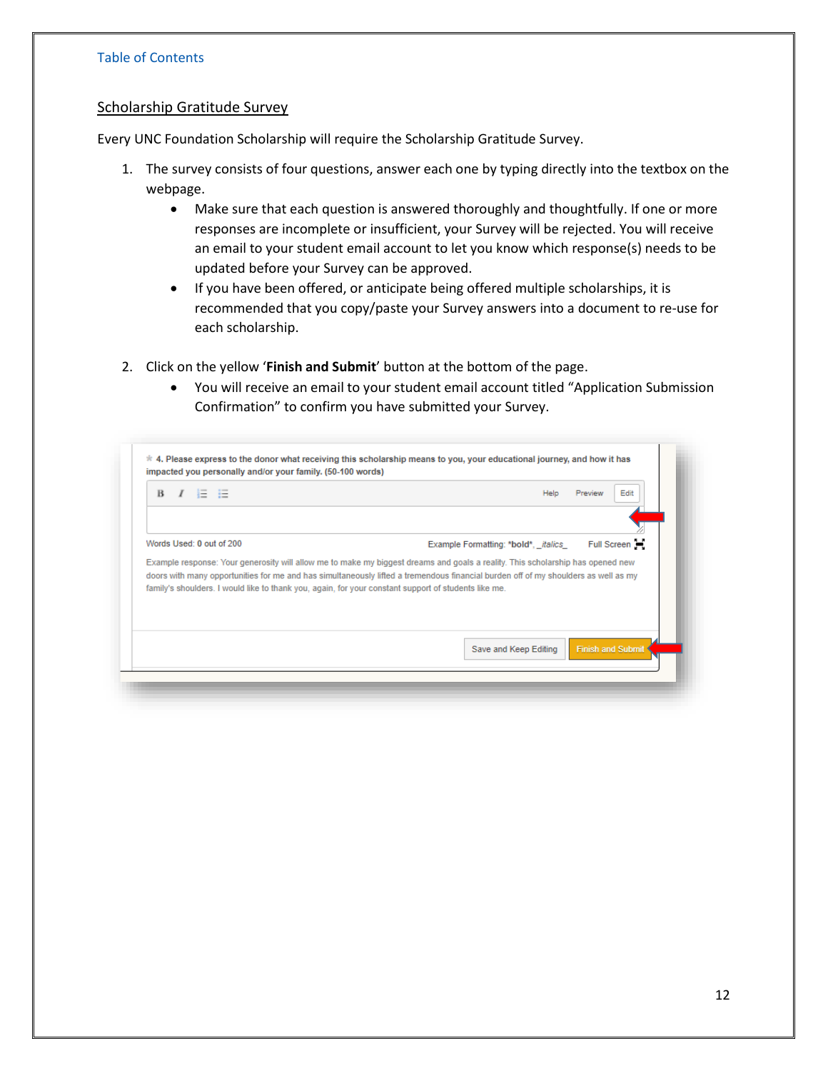Table of Contents

## Scholarship Gratitude Survey

Every UNC Foundation Scholarship will require the Scholarship Gratitude Survey.

1. The survey consists of four questions, answer each one by typing directly into the textbox on the webpage.
    - Make sure that each question is answered thoroughly and thoughtfully. If one or more responses are incomplete or insufficient, your Survey will be rejected. You will receive an email to your student email account to let you know which response(s) needs to be updated before your Survey can be approved.
    - If you have been offered, or anticipate being offered multiple scholarships, it is recommended that you copy/paste your Survey answers into a document to re-use for each scholarship.

2. Click on the yellow '**Finish and Submit**' button at the bottom of the page.
    - You will receive an email to your student email account titled "Application Submission Confirmation" to confirm you have submitted your Survey.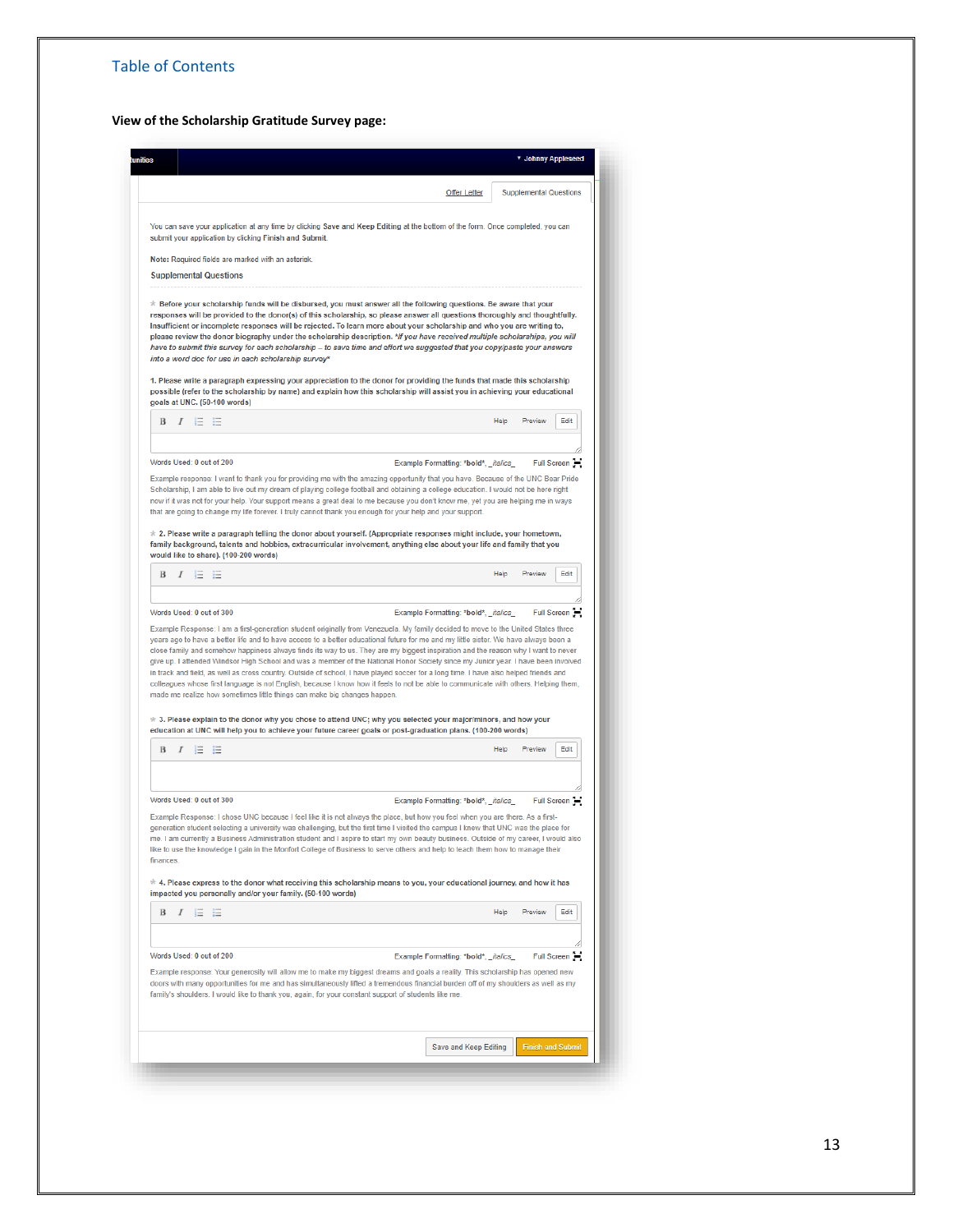Table of Contents

**View of the Scholarship Gratitude Survey page:**

tunities ▾ Johnny Appleseed

Offer Letter | Supplemental Questions

You can save your application at any time by clicking Save and Keep Editing at the bottom of the form. Once completed, you can submit your application by clicking Finish and Submit.

Note: Required fields are marked with an asterisk.

Supplemental Questions

★ **Before your scholarship funds will be disbursed, you must answer all the following questions. Be aware that your responses will be provided to the donor(s) of this scholarship, so please answer all questions thoroughly and thoughtfully. Insufficient or incomplete responses will be rejected. To learn more about your scholarship and who you are writing to, please review the donor biography under the scholarship description.** ***If you have received multiple scholarships, you will have to submit this survey for each scholarship – to save time and effort we suggested that you copy/paste your answers into a word doc for use in each scholarship survey****

1. Please write a paragraph expressing your appreciation to the donor for providing the funds that made this scholarship possible (refer to the scholarship by name) and explain how this scholarship will assist you in achieving your educational goals at UNC. (50-100 words)

B I Help Preview Edit

Words Used: 0 out of 200 Example Formatting: *bold*, _italics_ Full Screen

Example response: I want to thank you for providing me with the amazing opportunity that you have. Because of the UNC Bear Pride Scholarship, I am able to live out my dream of playing college football and obtaining a college education. I would not be here right now if it was not for your help. Your support means a great deal to me because you don't know me, yet you are helping me in ways that are going to change my life forever. I truly cannot thank you enough for your help and your support.

★ **2. Please write a paragraph telling the donor about yourself. (Appropriate responses might include, your hometown, family background, talents and hobbies, extracurricular involvement, anything else about your life and family that you would like to share). (100-200 words)**

B I Help Preview Edit

Words Used: 0 out of 300 Example Formatting: *bold*, _italics_ Full Screen

Example Response: I am a first-generation student originally from Venezuela. My family decided to move to the United States three years ago to have a better life and to have access to a better educational future for me and my little sister. We have always been a close family and somehow happiness always finds its way to us. They are my biggest inspiration and the reason why I want to never give up. I attended Windsor High School and was a member of the National Honor Society since my Junior year. I have been involved in track and field, as well as cross country. Outside of school, I have played soccer for a long time. I have also helped friends and colleagues whose first language is not English, because I know how it feels to not be able to communicate with others. Helping them, made me realize how sometimes little things can make big changes happen.

★ **3. Please explain to the donor why you chose to attend UNC; why you selected your major/minors, and how your education at UNC will help you to achieve your future career goals or post-graduation plans. (100-200 words)**

B I Help Preview Edit

Words Used: 0 out of 300 Example Formatting: *bold*, _italics_ Full Screen

Example Response: I chose UNC because I feel like it is not always the place, but how you feel when you are there. As a first-generation student selecting a university was challenging, but the first time I visited the campus I knew that UNC was the place for me. I am currently a Business Administration student and I aspire to start my own beauty business. Outside of my career, I would also like to use the knowledge I gain in the Monfort College of Business to serve others and help to teach them how to manage their finances.

★ **4. Please express to the donor what receiving this scholarship means to you, your educational journey, and how it has impacted you personally and/or your family. (50-100 words)**

B I Help Preview Edit

Words Used: 0 out of 200 Example Formatting: *bold*, _italics_ Full Screen

Example response: Your generosity will allow me to make my biggest dreams and goals a reality. This scholarship has opened new doors with many opportunities for me and has simultaneously lifted a tremendous financial burden off of my shoulders as well as my family's shoulders. I would like to thank you, again, for your constant support of students like me.

Save and Keep Editing | Finish and Submit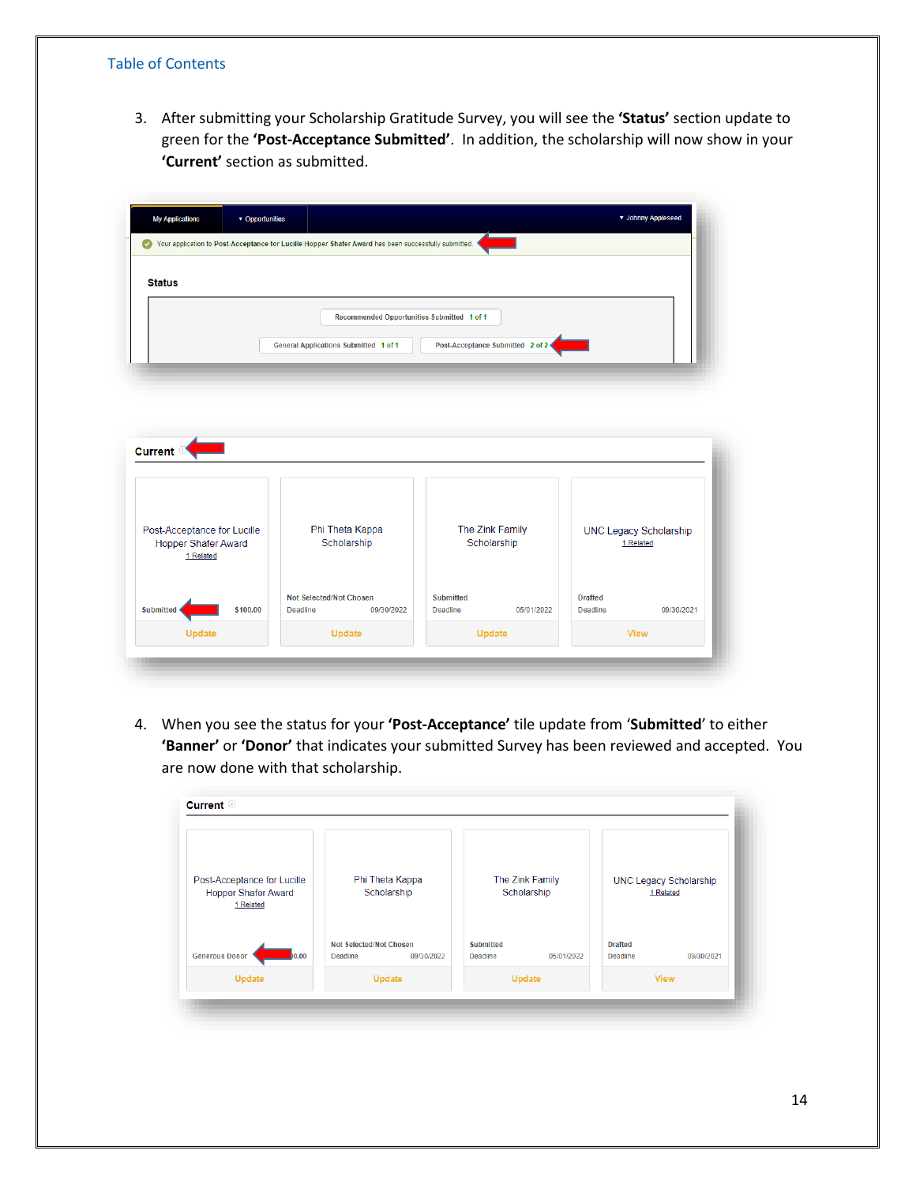Table of Contents

3. After submitting your Scholarship Gratitude Survey, you will see the **'Status'** section update to green for the **'Post-Acceptance Submitted'**. In addition, the scholarship will now show in your **'Current'** section as submitted.

4. When you see the status for your **'Post-Acceptance'** tile update from '**Submitted**' to either **'Banner'** or **'Donor'** that indicates your submitted Survey has been reviewed and accepted. You are now done with that scholarship.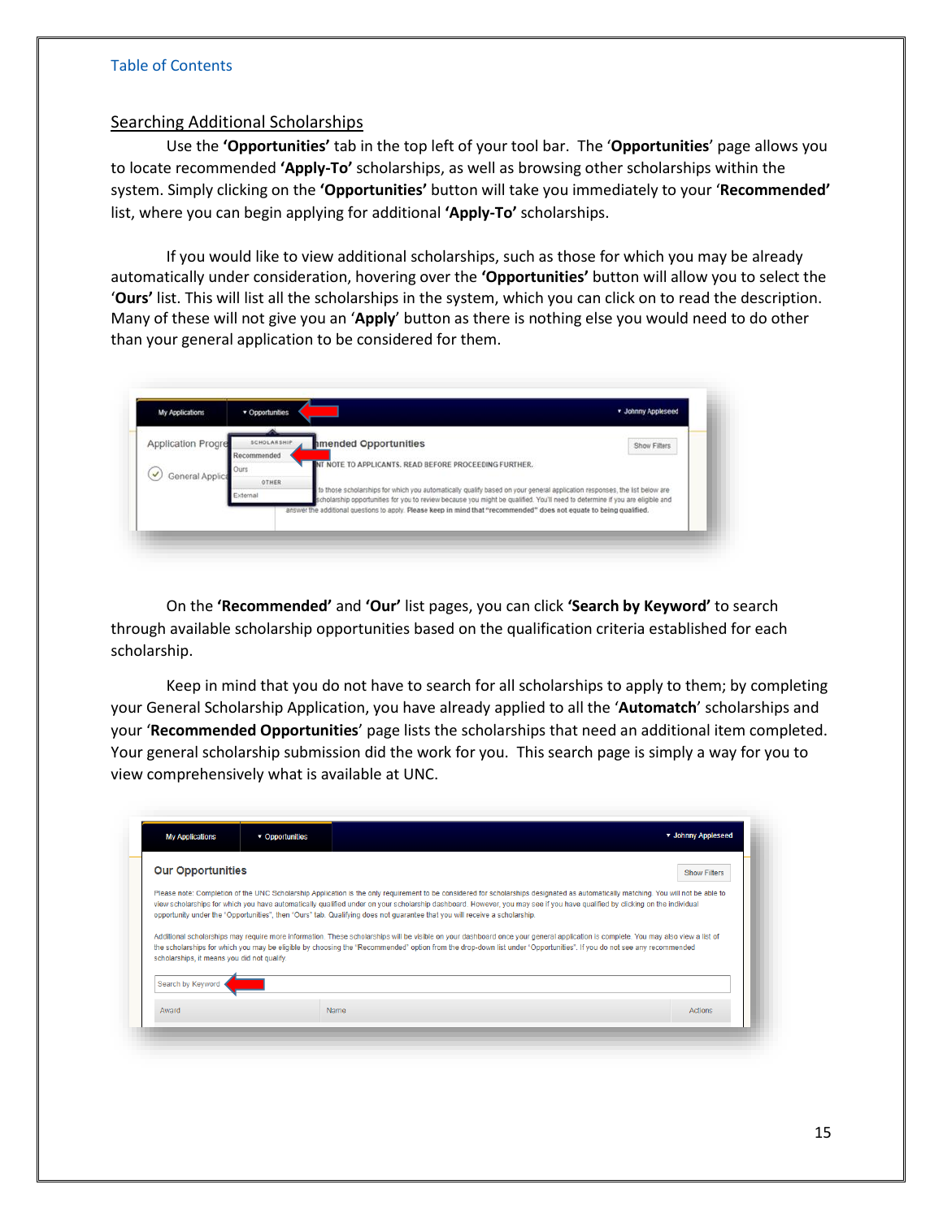[Table of Contents](#)

## Searching Additional Scholarships

Use the **'Opportunities'** tab in the top left of your tool bar. The '**Opportunities**' page allows you to locate recommended **'Apply-To'** scholarships, as well as browsing other scholarships within the system. Simply clicking on the **'Opportunities'** button will take you immediately to your '**Recommended'** list, where you can begin applying for additional **'Apply-To'** scholarships.

If you would like to view additional scholarships, such as those for which you may be already automatically under consideration, hovering over the **'Opportunities'** button will allow you to select the '**Ours'** list. This will list all the scholarships in the system, which you can click on to read the description. Many of these will not give you an '**Apply**' button as there is nothing else you would need to do other than your general application to be considered for them.

On the **'Recommended'** and **'Our'** list pages, you can click **'Search by Keyword'** to search through available scholarship opportunities based on the qualification criteria established for each scholarship.

Keep in mind that you do not have to search for all scholarships to apply to them; by completing your General Scholarship Application, you have already applied to all the '**Automatch**' scholarships and your '**Recommended Opportunities**' page lists the scholarships that need an additional item completed. Your general scholarship submission did the work for you. This search page is simply a way for you to view comprehensively what is available at UNC.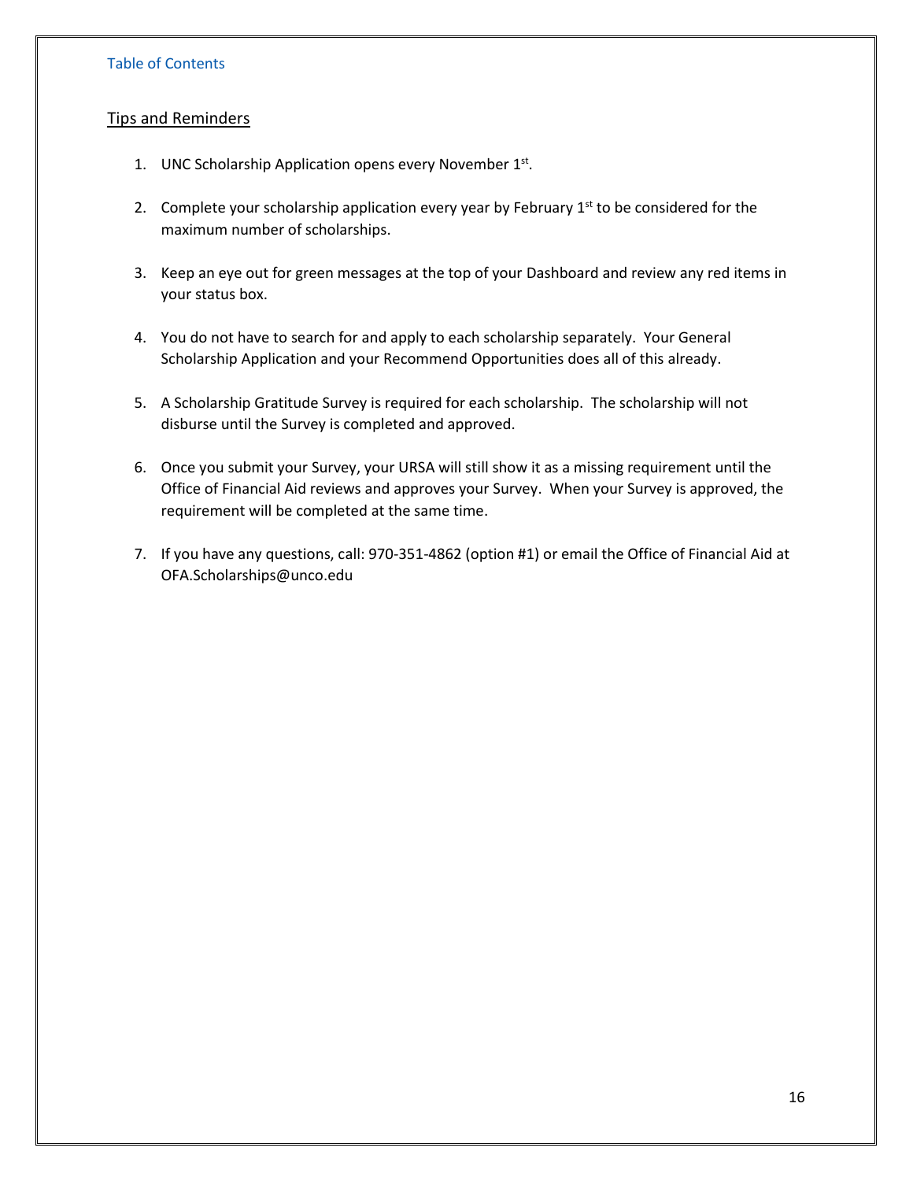Table of Contents

## Tips and Reminders

1. UNC Scholarship Application opens every November 1st.

2. Complete your scholarship application every year by February 1st to be considered for the maximum number of scholarships.

3. Keep an eye out for green messages at the top of your Dashboard and review any red items in your status box.

4. You do not have to search for and apply to each scholarship separately. Your General Scholarship Application and your Recommend Opportunities does all of this already.

5. A Scholarship Gratitude Survey is required for each scholarship. The scholarship will not disburse until the Survey is completed and approved.

6. Once you submit your Survey, your URSA will still show it as a missing requirement until the Office of Financial Aid reviews and approves your Survey. When your Survey is approved, the requirement will be completed at the same time.

7. If you have any questions, call: 970-351-4862 (option #1) or email the Office of Financial Aid at OFA.Scholarships@unco.edu